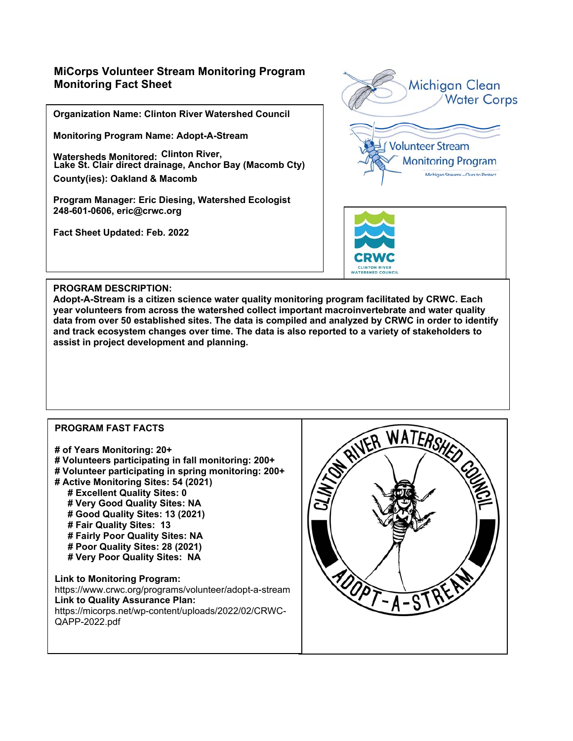# MiCorps Volunteer Stream Monitoring Program Monitoring Fact Sheet

**Organization Name: Clinton River Watershed Council**

**Monitoring Program Name: Adopt-A-Stream**

**Watersheds Monitored: Clinton River, Lake St. Clair direct drainage, Anchor Bay (Macomb Cty)**

**County(ies): Oakland & Macomb**

**Program Manager: Eric Diesing, Watershed Ecologist**
**248-601-0606, eric@crwc.org**

**Fact Sheet Updated: Feb. 2022**

**PROGRAM DESCRIPTION:**
**Adopt-A-Stream is a citizen science water quality monitoring program facilitated by CRWC. Each year volunteers from across the watershed collect important macroinvertebrate and water quality data from over 50 established sites. The data is compiled and analyzed by CRWC in order to identify and track ecosystem changes over time. The data is also reported to a variety of stakeholders to assist in project development and planning.**

**PROGRAM FAST FACTS**

- **# of Years Monitoring: 20+**
- **# Volunteers participating in fall monitoring: 200+**
- **# Volunteer participating in spring monitoring: 200+**
- **# Active Monitoring Sites: 54 (2021)**
  - **# Excellent Quality Sites: 0**
  - **# Very Good Quality Sites: NA**
  - **# Good Quality Sites: 13 (2021)**
  - **# Fair Quality Sites: 13**
  - **# Fairly Poor Quality Sites: NA**
  - **# Poor Quality Sites: 28 (2021)**
  - **# Very Poor Quality Sites: NA**

**Link to Monitoring Program:**
https://www.crwc.org/programs/volunteer/adopt-a-stream
**Link to Quality Assurance Plan:**
https://micorps.net/wp-content/uploads/2022/02/CRWC-QAPP-2022.pdf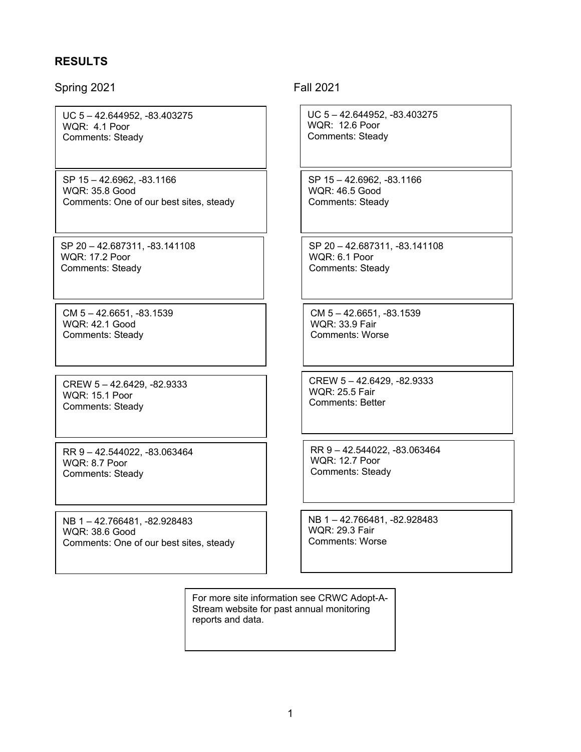## RESULTS

### Spring 2021

UC 5 – 42.644952, -83.403275
WQR: 4.1 Poor
Comments: Steady

SP 15 – 42.6962, -83.1166
WQR: 35.8 Good
Comments: One of our best sites, steady

SP 20 – 42.687311, -83.141108
WQR: 17.2 Poor
Comments: Steady

CM 5 – 42.6651, -83.1539
WQR: 42.1 Good
Comments: Steady

CREW 5 – 42.6429, -82.9333
WQR: 15.1 Poor
Comments: Steady

RR 9 – 42.544022, -83.063464
WQR: 8.7 Poor
Comments: Steady

NB 1 – 42.766481, -82.928483
WQR: 38.6 Good
Comments: One of our best sites, steady

### Fall 2021

UC 5 – 42.644952, -83.403275
WQR: 12.6 Poor
Comments: Steady

SP 15 – 42.6962, -83.1166
WQR: 46.5 Good
Comments: Steady

SP 20 – 42.687311, -83.141108
WQR: 6.1 Poor
Comments: Steady

CM 5 – 42.6651, -83.1539
WQR: 33.9 Fair
Comments: Worse

CREW 5 – 42.6429, -82.9333
WQR: 25.5 Fair
Comments: Better

RR 9 – 42.544022, -83.063464
WQR: 12.7 Poor
Comments: Steady

NB 1 – 42.766481, -82.928483
WQR: 29.3 Fair
Comments: Worse

For more site information see CRWC Adopt-A-Stream website for past annual monitoring reports and data.